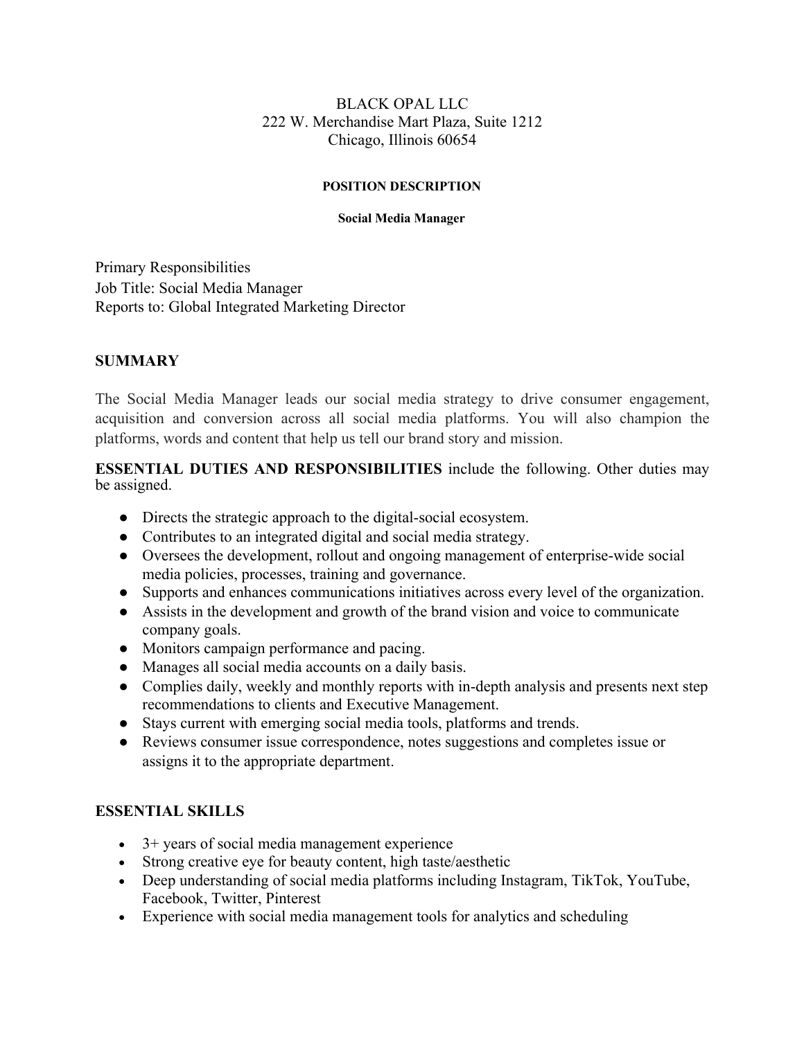BLACK OPAL LLC
222 W. Merchandise Mart Plaza, Suite 1212
Chicago, Illinois 60654

**POSITION DESCRIPTION**

**Social Media Manager**

Primary Responsibilities
Job Title: Social Media Manager
Reports to: Global Integrated Marketing Director

## SUMMARY

The Social Media Manager leads our social media strategy to drive consumer engagement, acquisition and conversion across all social media platforms. You will also champion the platforms, words and content that help us tell our brand story and mission.

**ESSENTIAL DUTIES AND RESPONSIBILITIES** include the following. Other duties may be assigned.

- Directs the strategic approach to the digital-social ecosystem.
- Contributes to an integrated digital and social media strategy.
- Oversees the development, rollout and ongoing management of enterprise-wide social media policies, processes, training and governance.
- Supports and enhances communications initiatives across every level of the organization.
- Assists in the development and growth of the brand vision and voice to communicate company goals.
- Monitors campaign performance and pacing.
- Manages all social media accounts on a daily basis.
- Complies daily, weekly and monthly reports with in-depth analysis and presents next step recommendations to clients and Executive Management.
- Stays current with emerging social media tools, platforms and trends.
- Reviews consumer issue correspondence, notes suggestions and completes issue or assigns it to the appropriate department.

## ESSENTIAL SKILLS

- 3+ years of social media management experience
- Strong creative eye for beauty content, high taste/aesthetic
- Deep understanding of social media platforms including Instagram, TikTok, YouTube, Facebook, Twitter, Pinterest
- Experience with social media management tools for analytics and scheduling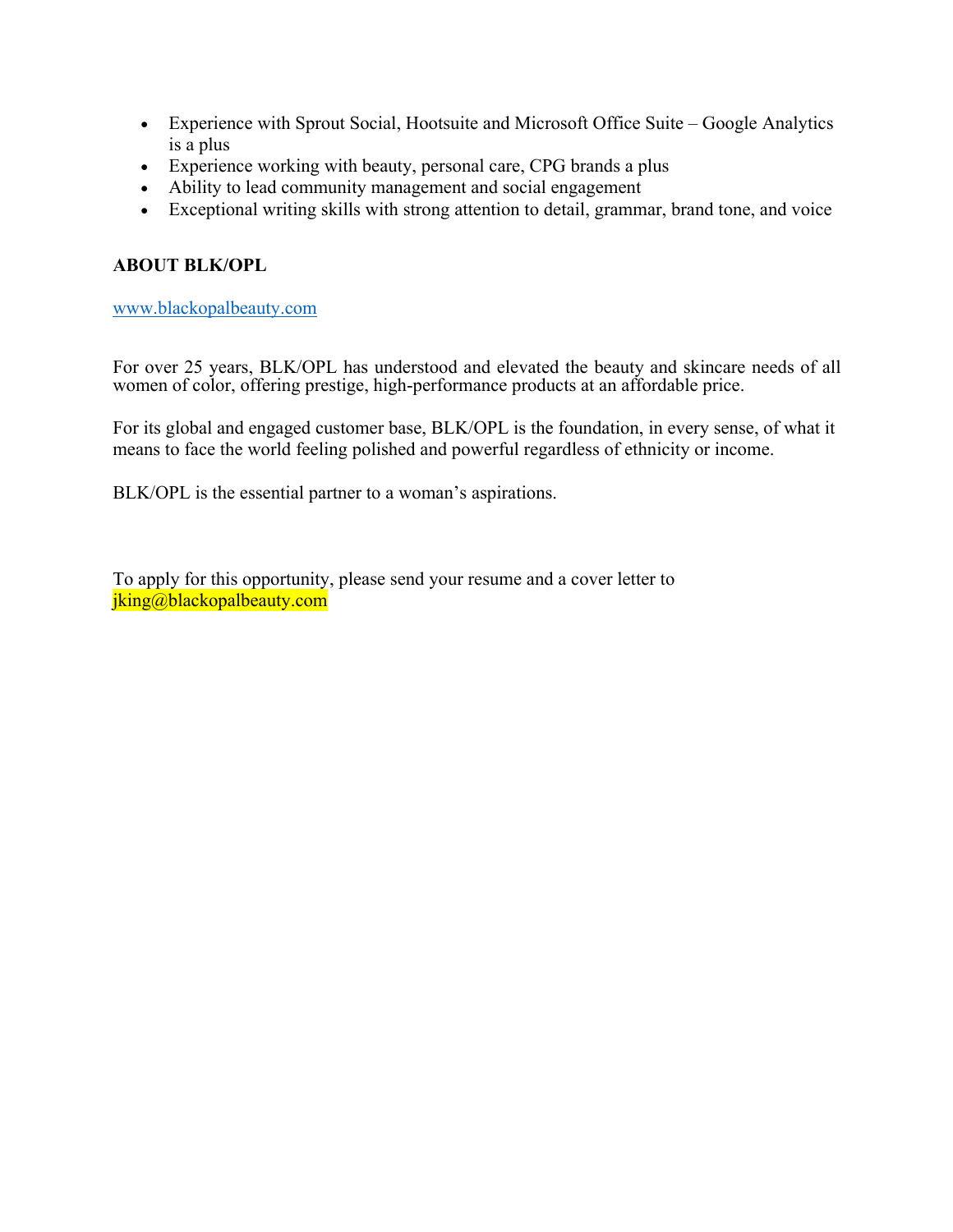- Experience with Sprout Social, Hootsuite and Microsoft Office Suite – Google Analytics is a plus
- Experience working with beauty, personal care, CPG brands a plus
- Ability to lead community management and social engagement
- Exceptional writing skills with strong attention to detail, grammar, brand tone, and voice

**ABOUT BLK/OPL**

www.blackopalbeauty.com

For over 25 years, BLK/OPL has understood and elevated the beauty and skincare needs of all women of color, offering prestige, high-performance products at an affordable price.

For its global and engaged customer base, BLK/OPL is the foundation, in every sense, of what it means to face the world feeling polished and powerful regardless of ethnicity or income.

BLK/OPL is the essential partner to a woman's aspirations.

To apply for this opportunity, please send your resume and a cover letter to jking@blackopalbeauty.com